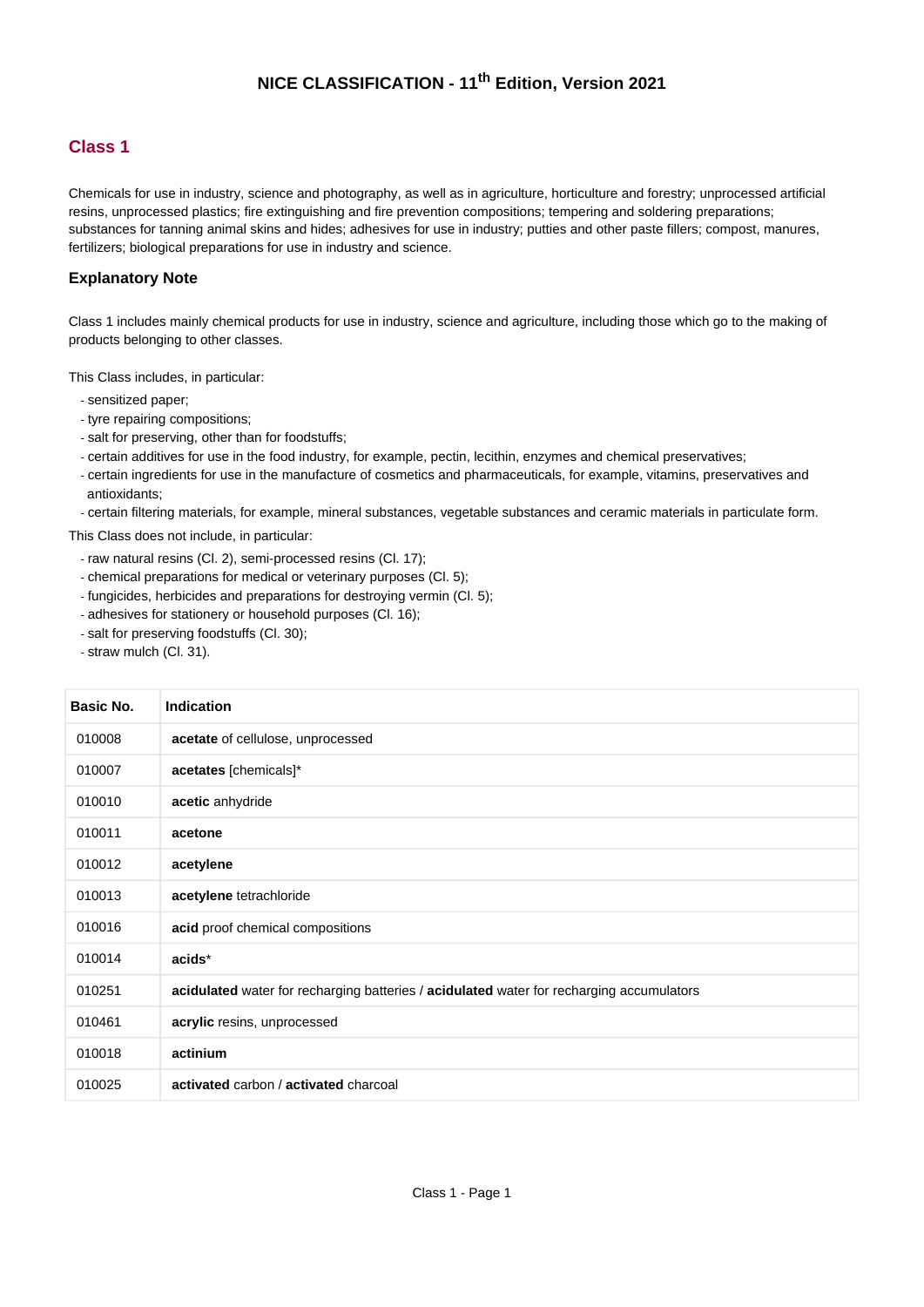# NICE CLASSIFICATION - 11th Edition, Version 2021

## Class 1

Chemicals for use in industry, science and photography, as well as in agriculture, horticulture and forestry; unprocessed artificial resins, unprocessed plastics; fire extinguishing and fire prevention compositions; tempering and soldering preparations; substances for tanning animal skins and hides; adhesives for use in industry; putties and other paste fillers; compost, manures, fertilizers; biological preparations for use in industry and science.

### Explanatory Note

Class 1 includes mainly chemical products for use in industry, science and agriculture, including those which go to the making of products belonging to other classes.

This Class includes, in particular:

- sensitized paper;
- tyre repairing compositions;
- salt for preserving, other than for foodstuffs;
- certain additives for use in the food industry, for example, pectin, lecithin, enzymes and chemical preservatives;
- certain ingredients for use in the manufacture of cosmetics and pharmaceuticals, for example, vitamins, preservatives and antioxidants;
- certain filtering materials, for example, mineral substances, vegetable substances and ceramic materials in particulate form.

This Class does not include, in particular:

- raw natural resins (Cl. 2), semi-processed resins (Cl. 17);
- chemical preparations for medical or veterinary purposes (Cl. 5);
- fungicides, herbicides and preparations for destroying vermin (Cl. 5);
- adhesives for stationery or household purposes (Cl. 16);
- salt for preserving foodstuffs (Cl. 30);
- straw mulch (Cl. 31).

| Basic No. | Indication |
|---|---|
| 010008 | **acetate** of cellulose, unprocessed |
| 010007 | **acetates** [chemicals]* |
| 010010 | **acetic** anhydride |
| 010011 | **acetone** |
| 010012 | **acetylene** |
| 010013 | **acetylene** tetrachloride |
| 010016 | **acid** proof chemical compositions |
| 010014 | **acids*** |
| 010251 | **acidulated** water for recharging batteries / **acidulated** water for recharging accumulators |
| 010461 | **acrylic** resins, unprocessed |
| 010018 | **actinium** |
| 010025 | **activated** carbon / **activated** charcoal |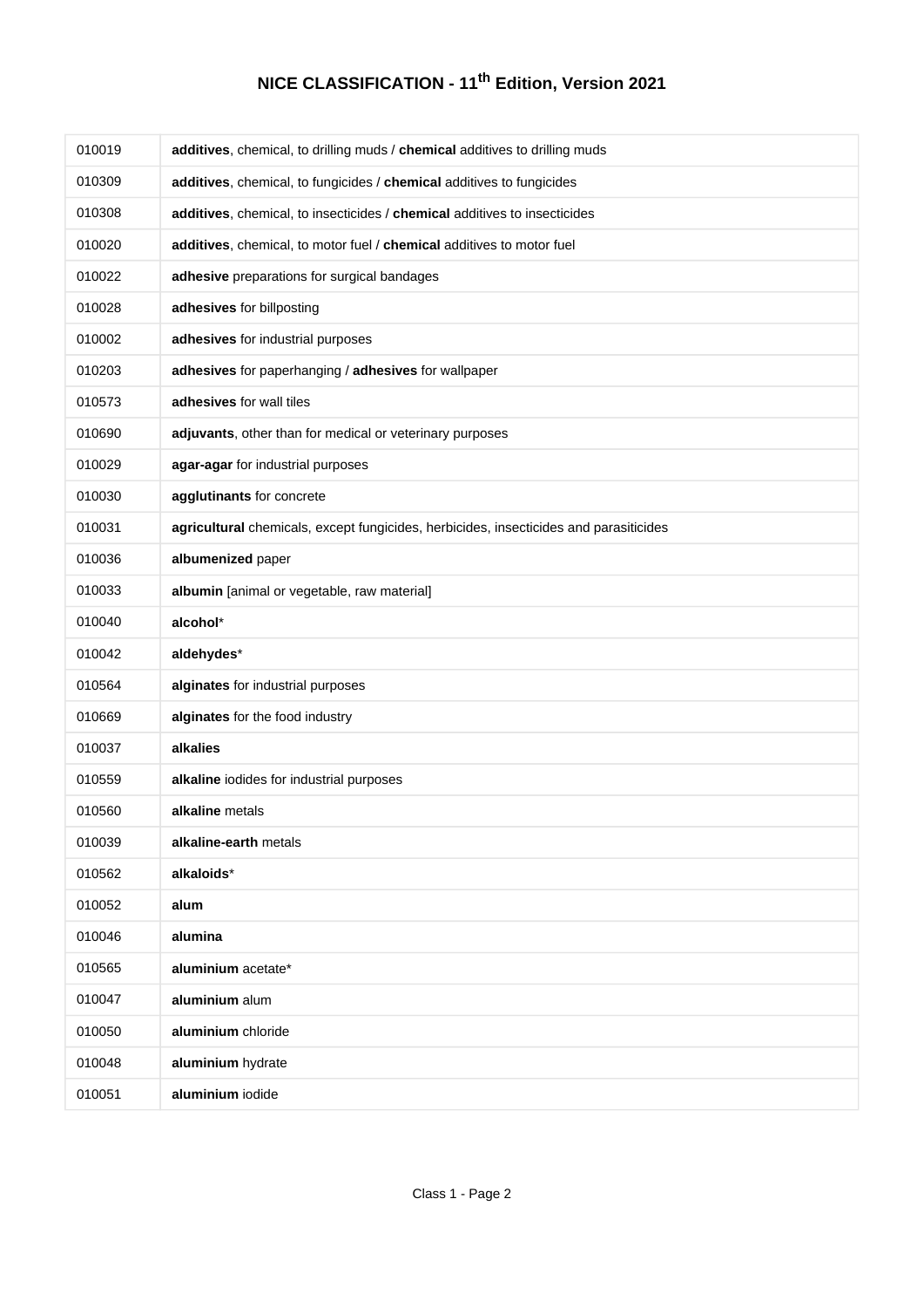# NICE CLASSIFICATION - 11th Edition, Version 2021

| | |
|---|---|
| 010019 | **additives**, chemical, to drilling muds / **chemical** additives to drilling muds |
| 010309 | **additives**, chemical, to fungicides / **chemical** additives to fungicides |
| 010308 | **additives**, chemical, to insecticides / **chemical** additives to insecticides |
| 010020 | **additives**, chemical, to motor fuel / **chemical** additives to motor fuel |
| 010022 | **adhesive** preparations for surgical bandages |
| 010028 | **adhesives** for billposting |
| 010002 | **adhesives** for industrial purposes |
| 010203 | **adhesives** for paperhanging / **adhesives** for wallpaper |
| 010573 | **adhesives** for wall tiles |
| 010690 | **adjuvants**, other than for medical or veterinary purposes |
| 010029 | **agar-agar** for industrial purposes |
| 010030 | **agglutinants** for concrete |
| 010031 | **agricultural** chemicals, except fungicides, herbicides, insecticides and parasiticides |
| 010036 | **albumenized** paper |
| 010033 | **albumin** [animal or vegetable, raw material] |
| 010040 | **alcohol*** |
| 010042 | **aldehydes*** |
| 010564 | **alginates** for industrial purposes |
| 010669 | **alginates** for the food industry |
| 010037 | **alkalies** |
| 010559 | **alkaline** iodides for industrial purposes |
| 010560 | **alkaline** metals |
| 010039 | **alkaline-earth** metals |
| 010562 | **alkaloids*** |
| 010052 | **alum** |
| 010046 | **alumina** |
| 010565 | **aluminium** acetate* |
| 010047 | **aluminium** alum |
| 010050 | **aluminium** chloride |
| 010048 | **aluminium** hydrate |
| 010051 | **aluminium** iodide |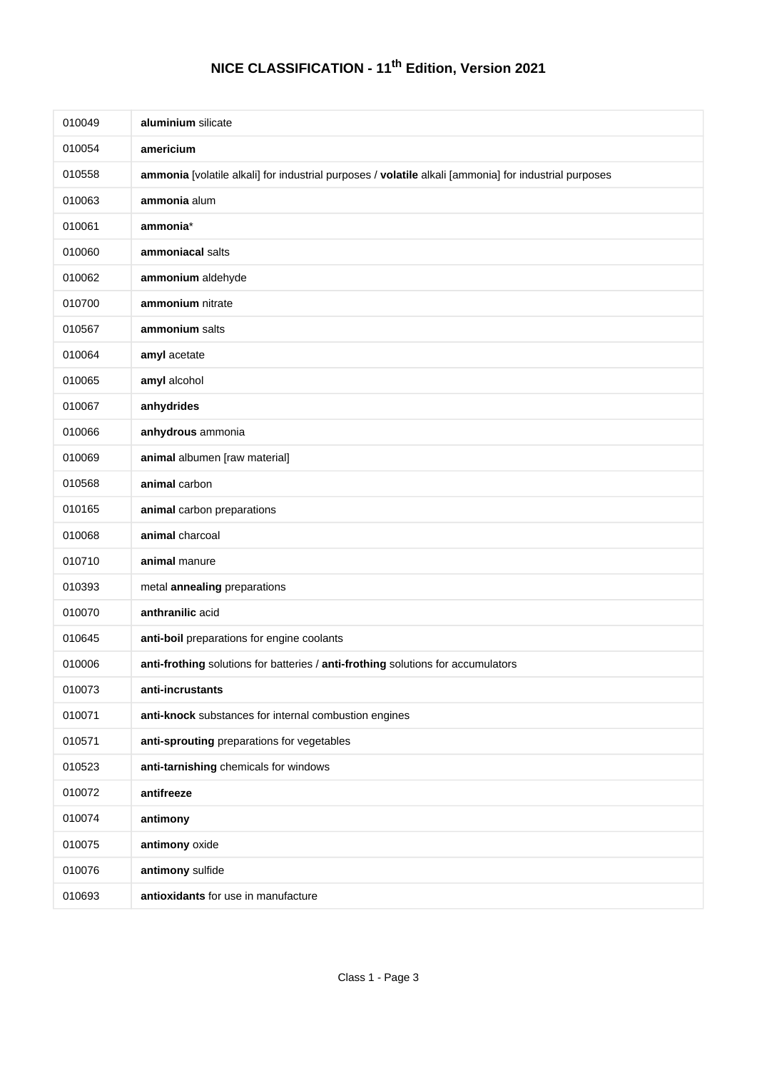# NICE CLASSIFICATION - 11th Edition, Version 2021

| | |
|---|---|
| 010049 | **aluminium** silicate |
| 010054 | **americium** |
| 010558 | **ammonia** [volatile alkali] for industrial purposes / **volatile** alkali [ammonia] for industrial purposes |
| 010063 | **ammonia** alum |
| 010061 | **ammonia**\* |
| 010060 | **ammoniacal** salts |
| 010062 | **ammonium** aldehyde |
| 010700 | **ammonium** nitrate |
| 010567 | **ammonium** salts |
| 010064 | **amyl** acetate |
| 010065 | **amyl** alcohol |
| 010067 | **anhydrides** |
| 010066 | **anhydrous** ammonia |
| 010069 | **animal** albumen [raw material] |
| 010568 | **animal** carbon |
| 010165 | **animal** carbon preparations |
| 010068 | **animal** charcoal |
| 010710 | **animal** manure |
| 010393 | metal **annealing** preparations |
| 010070 | **anthranilic** acid |
| 010645 | **anti-boil** preparations for engine coolants |
| 010006 | **anti-frothing** solutions for batteries / **anti-frothing** solutions for accumulators |
| 010073 | **anti-incrustants** |
| 010071 | **anti-knock** substances for internal combustion engines |
| 010571 | **anti-sprouting** preparations for vegetables |
| 010523 | **anti-tarnishing** chemicals for windows |
| 010072 | **antifreeze** |
| 010074 | **antimony** |
| 010075 | **antimony** oxide |
| 010076 | **antimony** sulfide |
| 010693 | **antioxidants** for use in manufacture |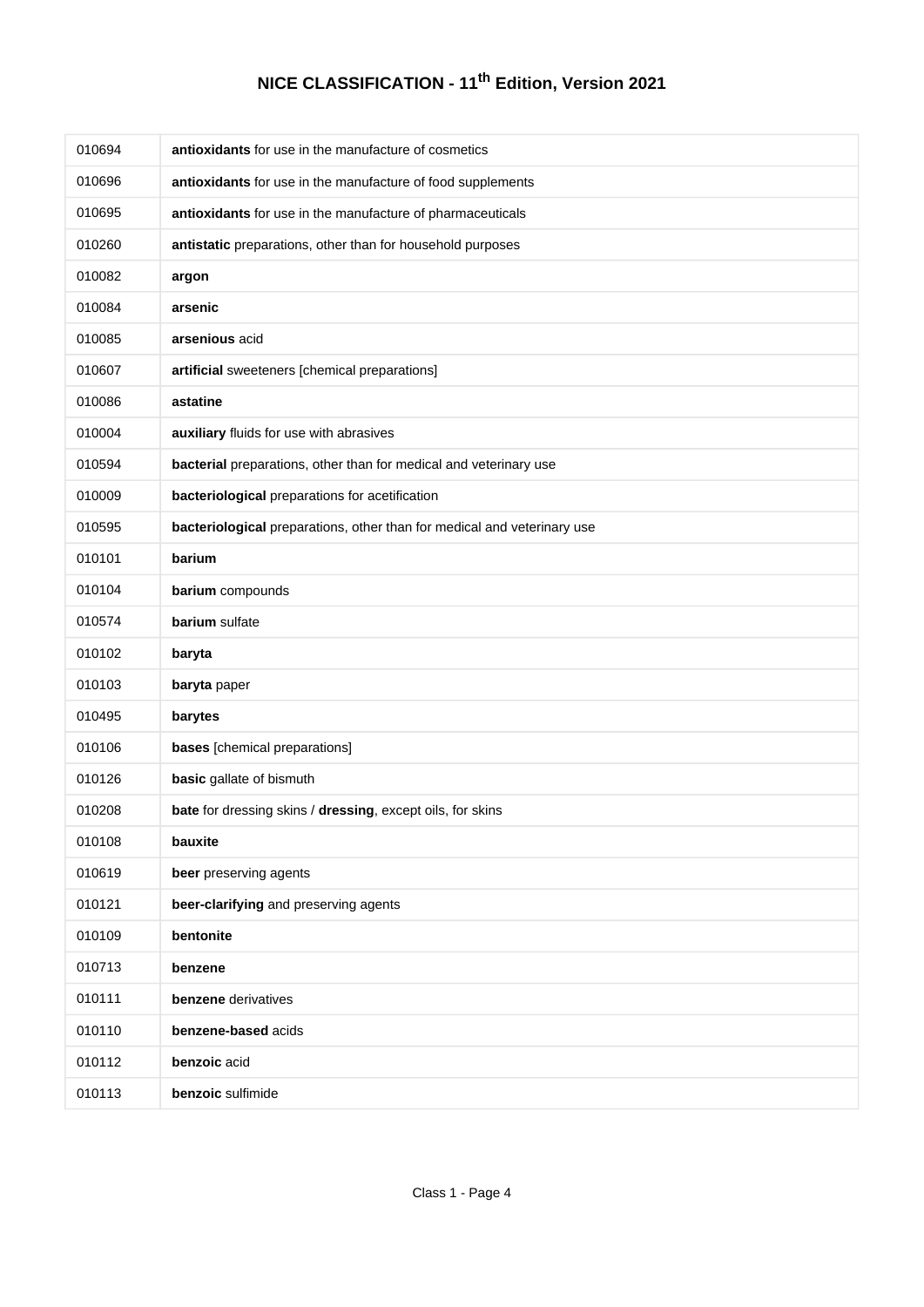# NICE CLASSIFICATION - 11th Edition, Version 2021

| | |
|---|---|
| 010694 | **antioxidants** for use in the manufacture of cosmetics |
| 010696 | **antioxidants** for use in the manufacture of food supplements |
| 010695 | **antioxidants** for use in the manufacture of pharmaceuticals |
| 010260 | **antistatic** preparations, other than for household purposes |
| 010082 | **argon** |
| 010084 | **arsenic** |
| 010085 | **arsenious** acid |
| 010607 | **artificial** sweeteners [chemical preparations] |
| 010086 | **astatine** |
| 010004 | **auxiliary** fluids for use with abrasives |
| 010594 | **bacterial** preparations, other than for medical and veterinary use |
| 010009 | **bacteriological** preparations for acetification |
| 010595 | **bacteriological** preparations, other than for medical and veterinary use |
| 010101 | **barium** |
| 010104 | **barium** compounds |
| 010574 | **barium** sulfate |
| 010102 | **baryta** |
| 010103 | **baryta** paper |
| 010495 | **barytes** |
| 010106 | **bases** [chemical preparations] |
| 010126 | **basic** gallate of bismuth |
| 010208 | **bate** for dressing skins / **dressing**, except oils, for skins |
| 010108 | **bauxite** |
| 010619 | **beer** preserving agents |
| 010121 | **beer-clarifying** and preserving agents |
| 010109 | **bentonite** |
| 010713 | **benzene** |
| 010111 | **benzene** derivatives |
| 010110 | **benzene-based** acids |
| 010112 | **benzoic** acid |
| 010113 | **benzoic** sulfimide |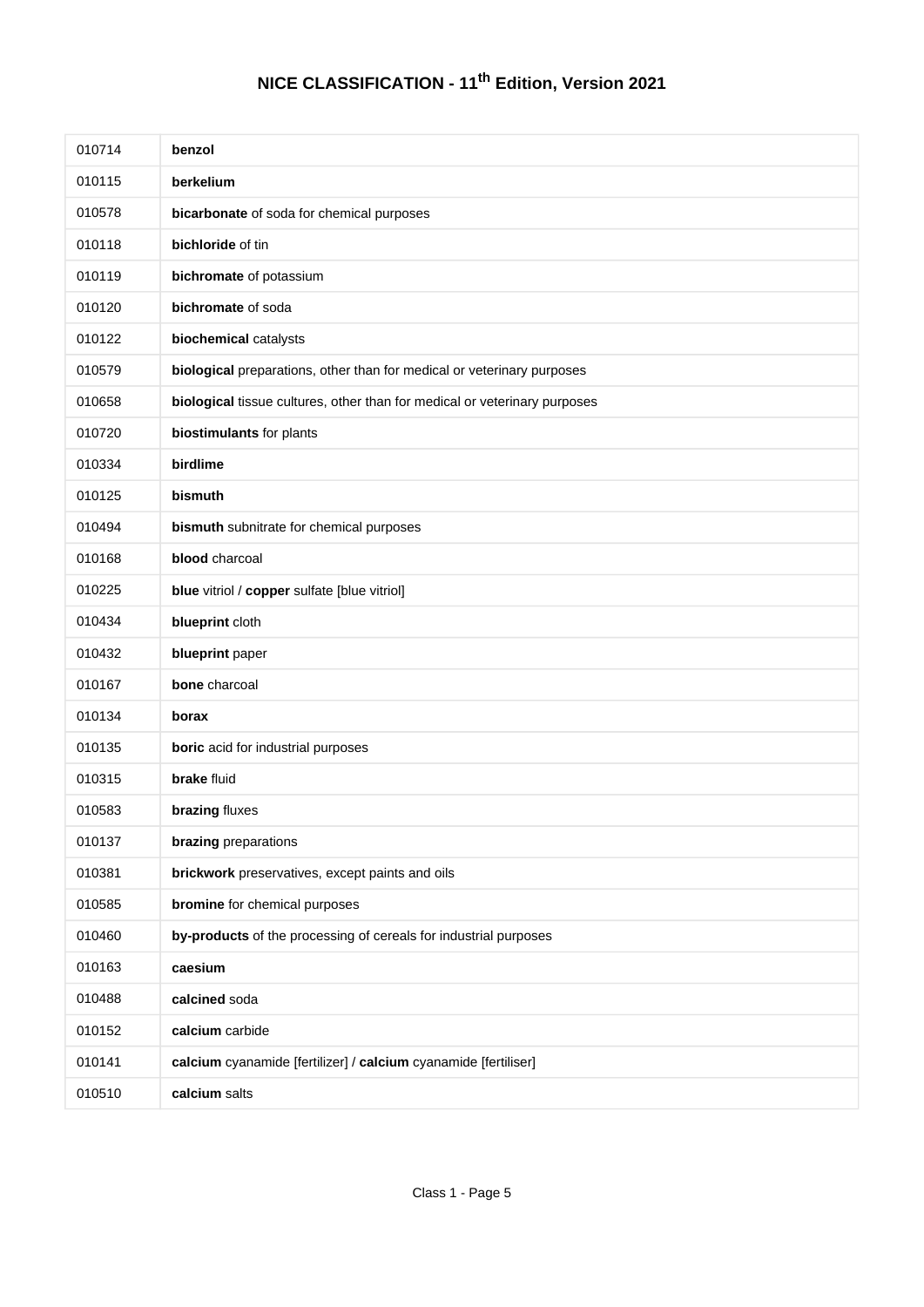# NICE CLASSIFICATION - 11th Edition, Version 2021

| | |
|---|---|
| 010714 | **benzol** |
| 010115 | **berkelium** |
| 010578 | **bicarbonate** of soda for chemical purposes |
| 010118 | **bichloride** of tin |
| 010119 | **bichromate** of potassium |
| 010120 | **bichromate** of soda |
| 010122 | **biochemical** catalysts |
| 010579 | **biological** preparations, other than for medical or veterinary purposes |
| 010658 | **biological** tissue cultures, other than for medical or veterinary purposes |
| 010720 | **biostimulants** for plants |
| 010334 | **birdlime** |
| 010125 | **bismuth** |
| 010494 | **bismuth** subnitrate for chemical purposes |
| 010168 | **blood** charcoal |
| 010225 | **blue** vitriol / **copper** sulfate [blue vitriol] |
| 010434 | **blueprint** cloth |
| 010432 | **blueprint** paper |
| 010167 | **bone** charcoal |
| 010134 | **borax** |
| 010135 | **boric** acid for industrial purposes |
| 010315 | **brake** fluid |
| 010583 | **brazing** fluxes |
| 010137 | **brazing** preparations |
| 010381 | **brickwork** preservatives, except paints and oils |
| 010585 | **bromine** for chemical purposes |
| 010460 | **by-products** of the processing of cereals for industrial purposes |
| 010163 | **caesium** |
| 010488 | **calcined** soda |
| 010152 | **calcium** carbide |
| 010141 | **calcium** cyanamide [fertilizer] / **calcium** cyanamide [fertiliser] |
| 010510 | **calcium** salts |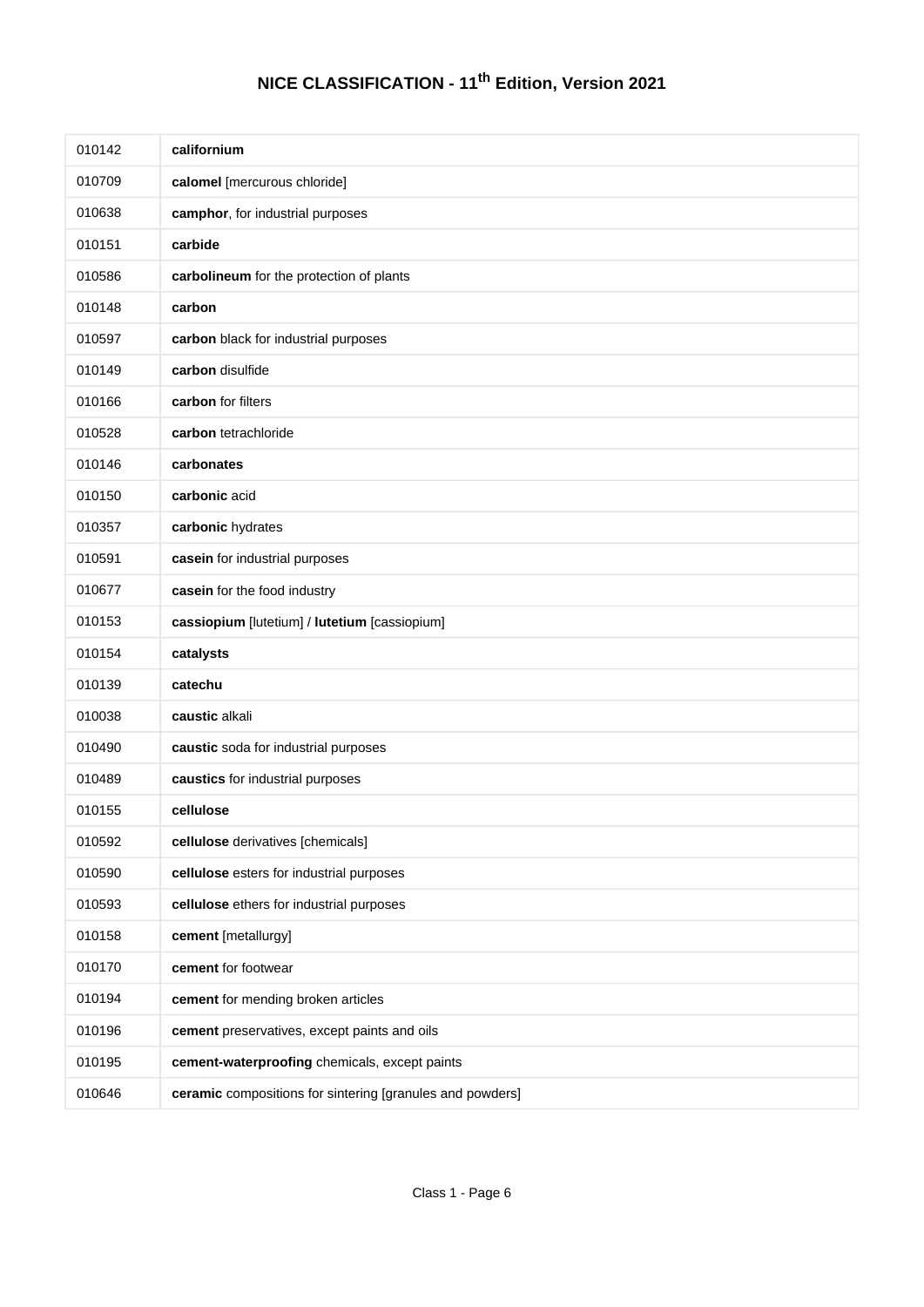# NICE CLASSIFICATION - 11th Edition, Version 2021

| | |
|---|---|
| 010142 | **californium** |
| 010709 | **calomel** [mercurous chloride] |
| 010638 | **camphor**, for industrial purposes |
| 010151 | **carbide** |
| 010586 | **carbolineum** for the protection of plants |
| 010148 | **carbon** |
| 010597 | **carbon** black for industrial purposes |
| 010149 | **carbon** disulfide |
| 010166 | **carbon** for filters |
| 010528 | **carbon** tetrachloride |
| 010146 | **carbonates** |
| 010150 | **carbonic** acid |
| 010357 | **carbonic** hydrates |
| 010591 | **casein** for industrial purposes |
| 010677 | **casein** for the food industry |
| 010153 | **cassiopium** [lutetium] / **lutetium** [cassiopium] |
| 010154 | **catalysts** |
| 010139 | **catechu** |
| 010038 | **caustic** alkali |
| 010490 | **caustic** soda for industrial purposes |
| 010489 | **caustics** for industrial purposes |
| 010155 | **cellulose** |
| 010592 | **cellulose** derivatives [chemicals] |
| 010590 | **cellulose** esters for industrial purposes |
| 010593 | **cellulose** ethers for industrial purposes |
| 010158 | **cement** [metallurgy] |
| 010170 | **cement** for footwear |
| 010194 | **cement** for mending broken articles |
| 010196 | **cement** preservatives, except paints and oils |
| 010195 | **cement-waterproofing** chemicals, except paints |
| 010646 | **ceramic** compositions for sintering [granules and powders] |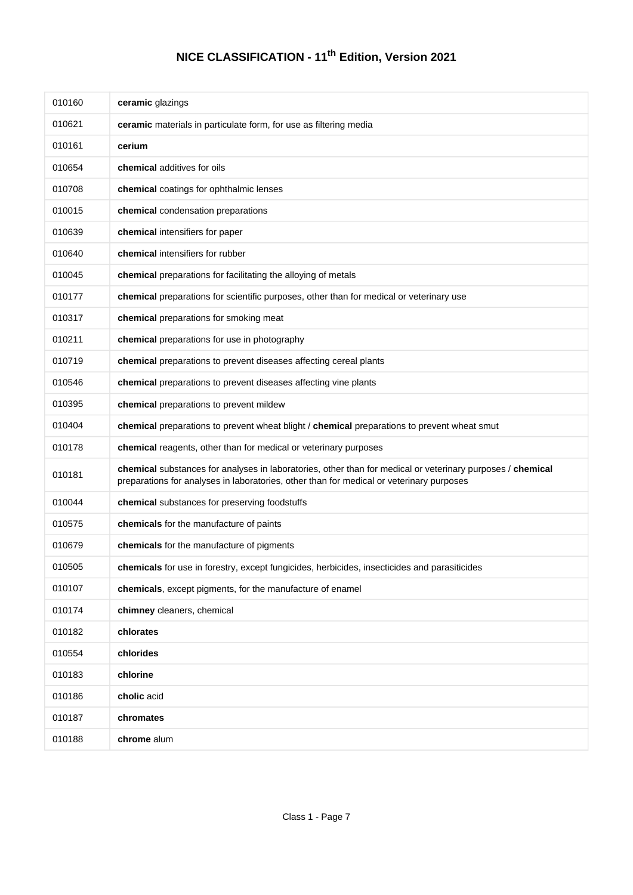# NICE CLASSIFICATION - 11th Edition, Version 2021

| | |
|---|---|
| 010160 | **ceramic** glazings |
| 010621 | **ceramic** materials in particulate form, for use as filtering media |
| 010161 | **cerium** |
| 010654 | **chemical** additives for oils |
| 010708 | **chemical** coatings for ophthalmic lenses |
| 010015 | **chemical** condensation preparations |
| 010639 | **chemical** intensifiers for paper |
| 010640 | **chemical** intensifiers for rubber |
| 010045 | **chemical** preparations for facilitating the alloying of metals |
| 010177 | **chemical** preparations for scientific purposes, other than for medical or veterinary use |
| 010317 | **chemical** preparations for smoking meat |
| 010211 | **chemical** preparations for use in photography |
| 010719 | **chemical** preparations to prevent diseases affecting cereal plants |
| 010546 | **chemical** preparations to prevent diseases affecting vine plants |
| 010395 | **chemical** preparations to prevent mildew |
| 010404 | **chemical** preparations to prevent wheat blight / **chemical** preparations to prevent wheat smut |
| 010178 | **chemical** reagents, other than for medical or veterinary purposes |
| 010181 | **chemical** substances for analyses in laboratories, other than for medical or veterinary purposes / **chemical** preparations for analyses in laboratories, other than for medical or veterinary purposes |
| 010044 | **chemical** substances for preserving foodstuffs |
| 010575 | **chemicals** for the manufacture of paints |
| 010679 | **chemicals** for the manufacture of pigments |
| 010505 | **chemicals** for use in forestry, except fungicides, herbicides, insecticides and parasiticides |
| 010107 | **chemicals**, except pigments, for the manufacture of enamel |
| 010174 | **chimney** cleaners, chemical |
| 010182 | **chlorates** |
| 010554 | **chlorides** |
| 010183 | **chlorine** |
| 010186 | **cholic** acid |
| 010187 | **chromates** |
| 010188 | **chrome** alum |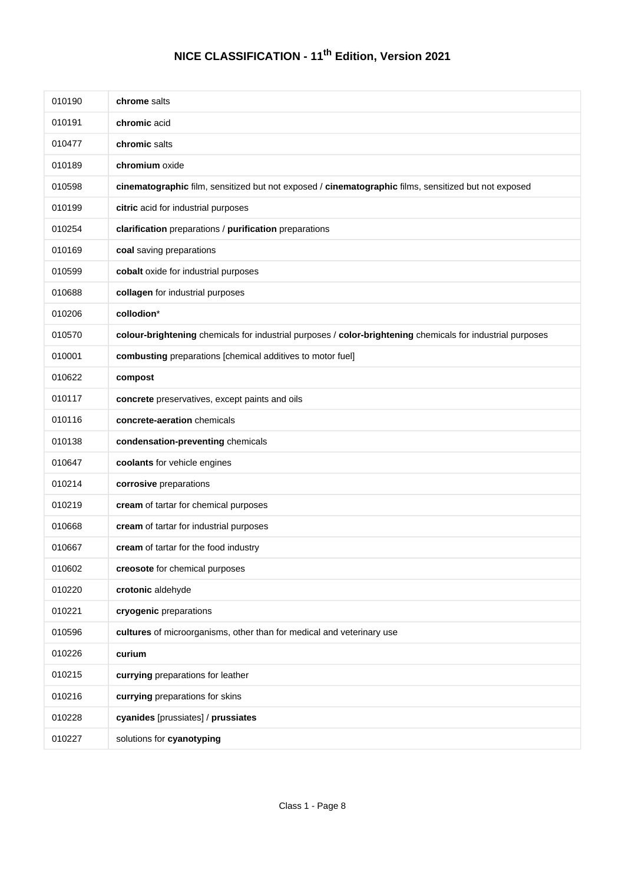# NICE CLASSIFICATION - 11th Edition, Version 2021

| | |
|---|---|
| 010190 | **chrome** salts |
| 010191 | **chromic** acid |
| 010477 | **chromic** salts |
| 010189 | **chromium** oxide |
| 010598 | **cinematographic** film, sensitized but not exposed / **cinematographic** films, sensitized but not exposed |
| 010199 | **citric** acid for industrial purposes |
| 010254 | **clarification** preparations / **purification** preparations |
| 010169 | **coal** saving preparations |
| 010599 | **cobalt** oxide for industrial purposes |
| 010688 | **collagen** for industrial purposes |
| 010206 | **collodion*** |
| 010570 | **colour-brightening** chemicals for industrial purposes / **color-brightening** chemicals for industrial purposes |
| 010001 | **combusting** preparations [chemical additives to motor fuel] |
| 010622 | **compost** |
| 010117 | **concrete** preservatives, except paints and oils |
| 010116 | **concrete-aeration** chemicals |
| 010138 | **condensation-preventing** chemicals |
| 010647 | **coolants** for vehicle engines |
| 010214 | **corrosive** preparations |
| 010219 | **cream** of tartar for chemical purposes |
| 010668 | **cream** of tartar for industrial purposes |
| 010667 | **cream** of tartar for the food industry |
| 010602 | **creosote** for chemical purposes |
| 010220 | **crotonic** aldehyde |
| 010221 | **cryogenic** preparations |
| 010596 | **cultures** of microorganisms, other than for medical and veterinary use |
| 010226 | **curium** |
| 010215 | **currying** preparations for leather |
| 010216 | **currying** preparations for skins |
| 010228 | **cyanides** [prussiates] / **prussiates** |
| 010227 | solutions for **cyanotyping** |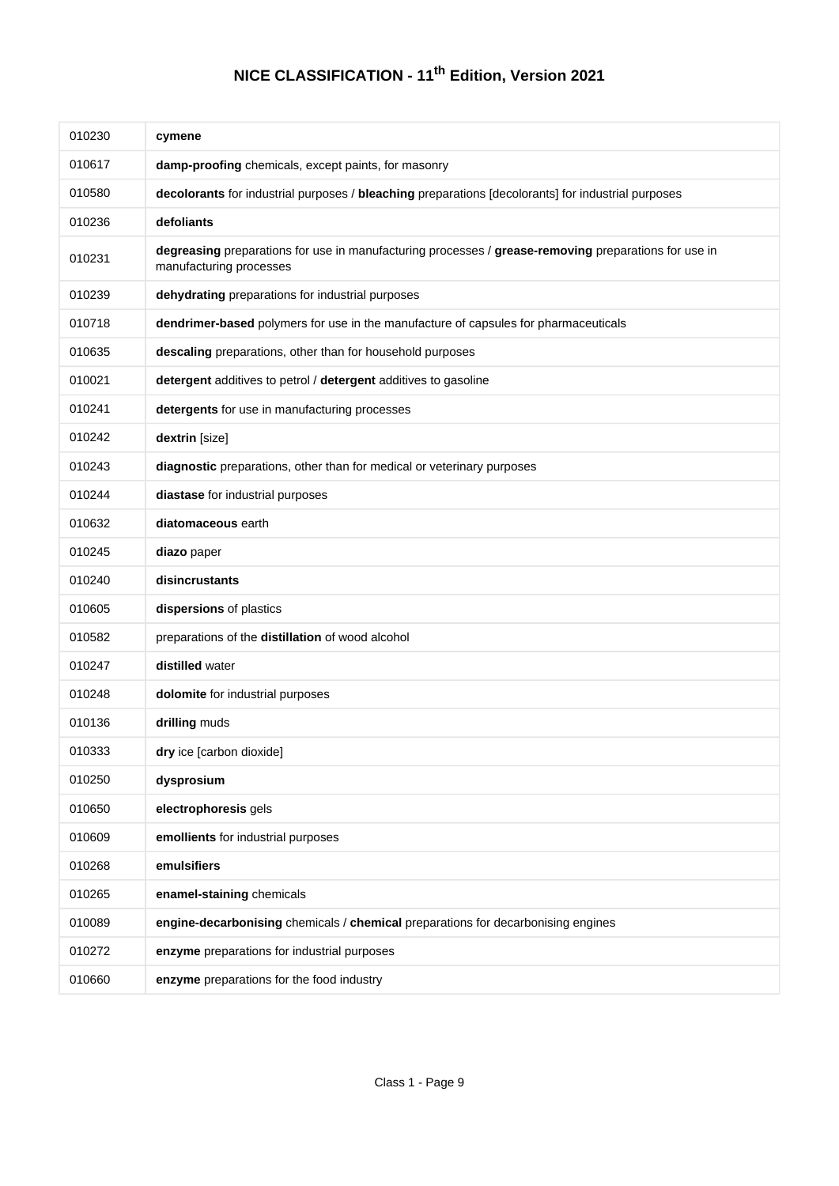# NICE CLASSIFICATION - 11th Edition, Version 2021

| | |
|---|---|
| 010230 | **cymene** |
| 010617 | **damp-proofing** chemicals, except paints, for masonry |
| 010580 | **decolorants** for industrial purposes / **bleaching** preparations [decolorants] for industrial purposes |
| 010236 | **defoliants** |
| 010231 | **degreasing** preparations for use in manufacturing processes / **grease-removing** preparations for use in manufacturing processes |
| 010239 | **dehydrating** preparations for industrial purposes |
| 010718 | **dendrimer-based** polymers for use in the manufacture of capsules for pharmaceuticals |
| 010635 | **descaling** preparations, other than for household purposes |
| 010021 | **detergent** additives to petrol / **detergent** additives to gasoline |
| 010241 | **detergents** for use in manufacturing processes |
| 010242 | **dextrin** [size] |
| 010243 | **diagnostic** preparations, other than for medical or veterinary purposes |
| 010244 | **diastase** for industrial purposes |
| 010632 | **diatomaceous** earth |
| 010245 | **diazo** paper |
| 010240 | **disincrustants** |
| 010605 | **dispersions** of plastics |
| 010582 | preparations of the **distillation** of wood alcohol |
| 010247 | **distilled** water |
| 010248 | **dolomite** for industrial purposes |
| 010136 | **drilling** muds |
| 010333 | **dry** ice [carbon dioxide] |
| 010250 | **dysprosium** |
| 010650 | **electrophoresis** gels |
| 010609 | **emollients** for industrial purposes |
| 010268 | **emulsifiers** |
| 010265 | **enamel-staining** chemicals |
| 010089 | **engine-decarbonising** chemicals / **chemical** preparations for decarbonising engines |
| 010272 | **enzyme** preparations for industrial purposes |
| 010660 | **enzyme** preparations for the food industry |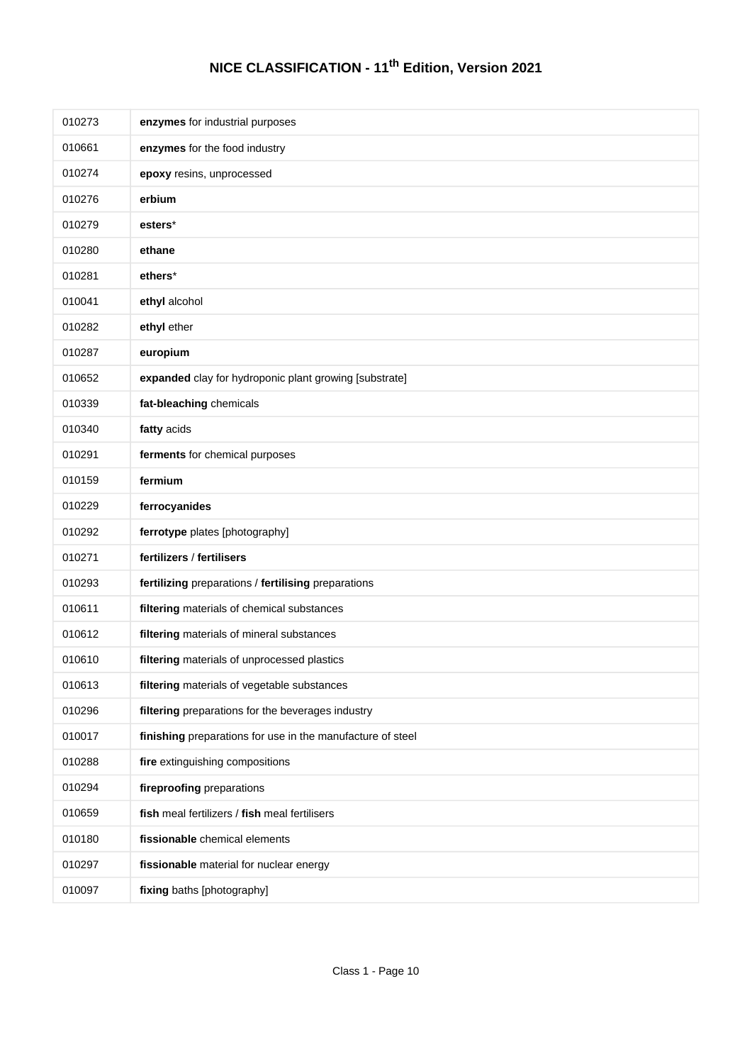# NICE CLASSIFICATION - 11th Edition, Version 2021

| | |
|---|---|
| 010273 | **enzymes** for industrial purposes |
| 010661 | **enzymes** for the food industry |
| 010274 | **epoxy** resins, unprocessed |
| 010276 | **erbium** |
| 010279 | **esters*** |
| 010280 | **ethane** |
| 010281 | **ethers*** |
| 010041 | **ethyl** alcohol |
| 010282 | **ethyl** ether |
| 010287 | **europium** |
| 010652 | **expanded** clay for hydroponic plant growing [substrate] |
| 010339 | **fat-bleaching** chemicals |
| 010340 | **fatty** acids |
| 010291 | **ferments** for chemical purposes |
| 010159 | **fermium** |
| 010229 | **ferrocyanides** |
| 010292 | **ferrotype** plates [photography] |
| 010271 | **fertilizers** / **fertilisers** |
| 010293 | **fertilizing** preparations / **fertilising** preparations |
| 010611 | **filtering** materials of chemical substances |
| 010612 | **filtering** materials of mineral substances |
| 010610 | **filtering** materials of unprocessed plastics |
| 010613 | **filtering** materials of vegetable substances |
| 010296 | **filtering** preparations for the beverages industry |
| 010017 | **finishing** preparations for use in the manufacture of steel |
| 010288 | **fire** extinguishing compositions |
| 010294 | **fireproofing** preparations |
| 010659 | **fish** meal fertilizers / **fish** meal fertilisers |
| 010180 | **fissionable** chemical elements |
| 010297 | **fissionable** material for nuclear energy |
| 010097 | **fixing** baths [photography] |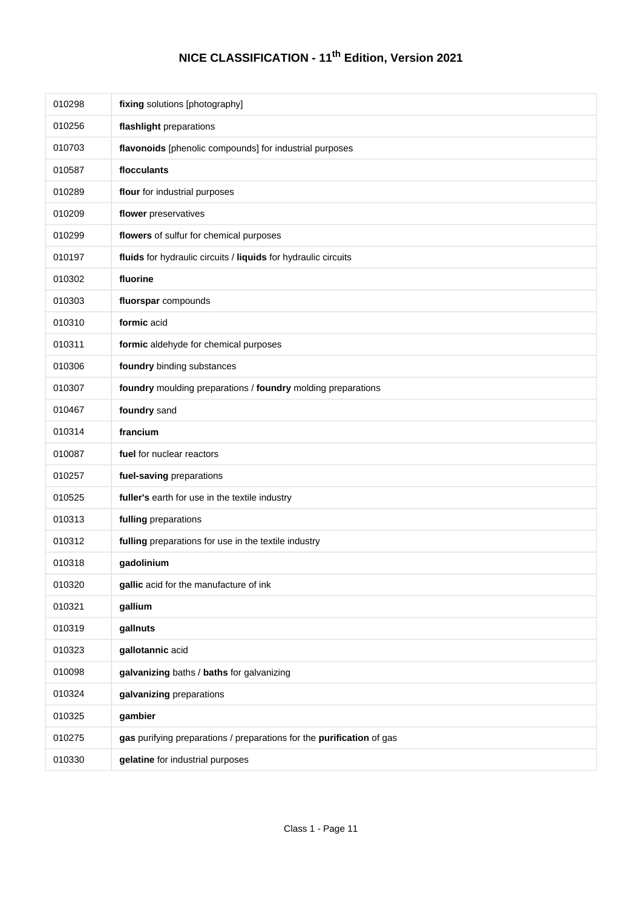# NICE CLASSIFICATION - 11th Edition, Version 2021

| | |
|---|---|
| 010298 | **fixing** solutions [photography] |
| 010256 | **flashlight** preparations |
| 010703 | **flavonoids** [phenolic compounds] for industrial purposes |
| 010587 | **flocculants** |
| 010289 | **flour** for industrial purposes |
| 010209 | **flower** preservatives |
| 010299 | **flowers** of sulfur for chemical purposes |
| 010197 | **fluids** for hydraulic circuits / **liquids** for hydraulic circuits |
| 010302 | **fluorine** |
| 010303 | **fluorspar** compounds |
| 010310 | **formic** acid |
| 010311 | **formic** aldehyde for chemical purposes |
| 010306 | **foundry** binding substances |
| 010307 | **foundry** moulding preparations / **foundry** molding preparations |
| 010467 | **foundry** sand |
| 010314 | **francium** |
| 010087 | **fuel** for nuclear reactors |
| 010257 | **fuel-saving** preparations |
| 010525 | **fuller's** earth for use in the textile industry |
| 010313 | **fulling** preparations |
| 010312 | **fulling** preparations for use in the textile industry |
| 010318 | **gadolinium** |
| 010320 | **gallic** acid for the manufacture of ink |
| 010321 | **gallium** |
| 010319 | **gallnuts** |
| 010323 | **gallotannic** acid |
| 010098 | **galvanizing** baths / **baths** for galvanizing |
| 010324 | **galvanizing** preparations |
| 010325 | **gambier** |
| 010275 | **gas** purifying preparations / preparations for the **purification** of gas |
| 010330 | **gelatine** for industrial purposes |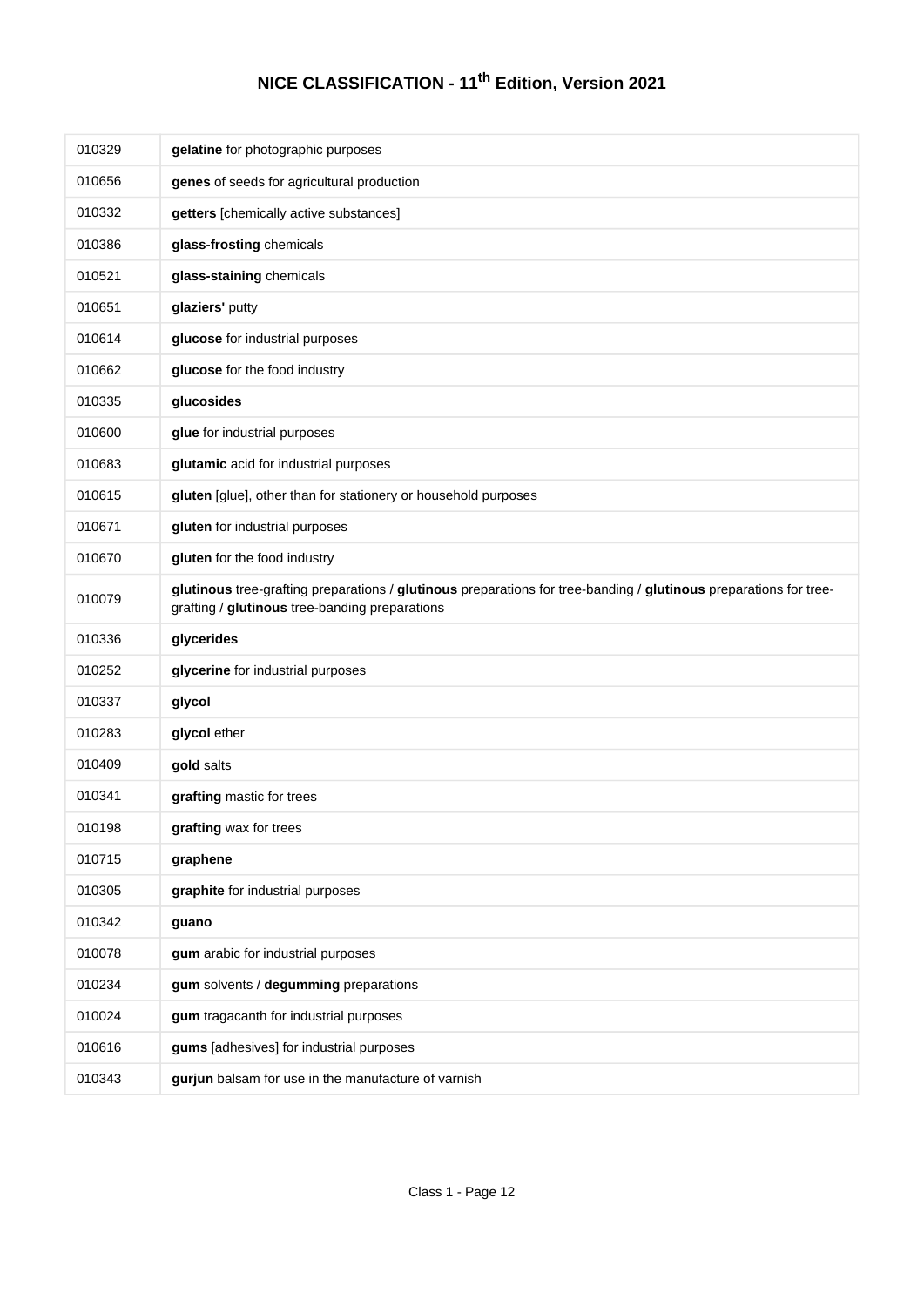# NICE CLASSIFICATION - 11th Edition, Version 2021

| | |
|---|---|
| 010329 | **gelatine** for photographic purposes |
| 010656 | **genes** of seeds for agricultural production |
| 010332 | **getters** [chemically active substances] |
| 010386 | **glass-frosting** chemicals |
| 010521 | **glass-staining** chemicals |
| 010651 | **glaziers'** putty |
| 010614 | **glucose** for industrial purposes |
| 010662 | **glucose** for the food industry |
| 010335 | **glucosides** |
| 010600 | **glue** for industrial purposes |
| 010683 | **glutamic** acid for industrial purposes |
| 010615 | **gluten** [glue], other than for stationery or household purposes |
| 010671 | **gluten** for industrial purposes |
| 010670 | **gluten** for the food industry |
| 010079 | **glutinous** tree-grafting preparations / **glutinous** preparations for tree-banding / **glutinous** preparations for tree-grafting / **glutinous** tree-banding preparations |
| 010336 | **glycerides** |
| 010252 | **glycerine** for industrial purposes |
| 010337 | **glycol** |
| 010283 | **glycol** ether |
| 010409 | **gold** salts |
| 010341 | **grafting** mastic for trees |
| 010198 | **grafting** wax for trees |
| 010715 | **graphene** |
| 010305 | **graphite** for industrial purposes |
| 010342 | **guano** |
| 010078 | **gum** arabic for industrial purposes |
| 010234 | **gum** solvents / **degumming** preparations |
| 010024 | **gum** tragacanth for industrial purposes |
| 010616 | **gums** [adhesives] for industrial purposes |
| 010343 | **gurjun** balsam for use in the manufacture of varnish |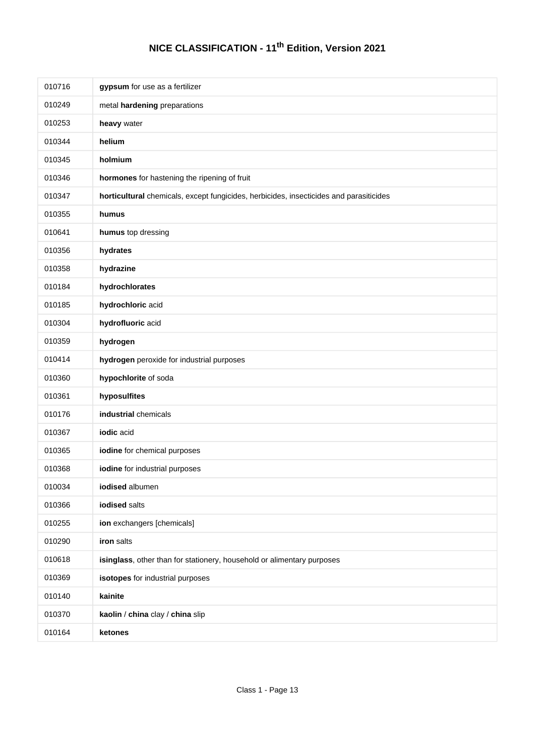# NICE CLASSIFICATION - 11th Edition, Version 2021

| | |
|---|---|
| 010716 | **gypsum** for use as a fertilizer |
| 010249 | metal **hardening** preparations |
| 010253 | **heavy** water |
| 010344 | **helium** |
| 010345 | **holmium** |
| 010346 | **hormones** for hastening the ripening of fruit |
| 010347 | **horticultural** chemicals, except fungicides, herbicides, insecticides and parasiticides |
| 010355 | **humus** |
| 010641 | **humus** top dressing |
| 010356 | **hydrates** |
| 010358 | **hydrazine** |
| 010184 | **hydrochlorates** |
| 010185 | **hydrochloric** acid |
| 010304 | **hydrofluoric** acid |
| 010359 | **hydrogen** |
| 010414 | **hydrogen** peroxide for industrial purposes |
| 010360 | **hypochlorite** of soda |
| 010361 | **hyposulfites** |
| 010176 | **industrial** chemicals |
| 010367 | **iodic** acid |
| 010365 | **iodine** for chemical purposes |
| 010368 | **iodine** for industrial purposes |
| 010034 | **iodised** albumen |
| 010366 | **iodised** salts |
| 010255 | **ion** exchangers [chemicals] |
| 010290 | **iron** salts |
| 010618 | **isinglass**, other than for stationery, household or alimentary purposes |
| 010369 | **isotopes** for industrial purposes |
| 010140 | **kainite** |
| 010370 | **kaolin** / **china** clay / **china** slip |
| 010164 | **ketones** |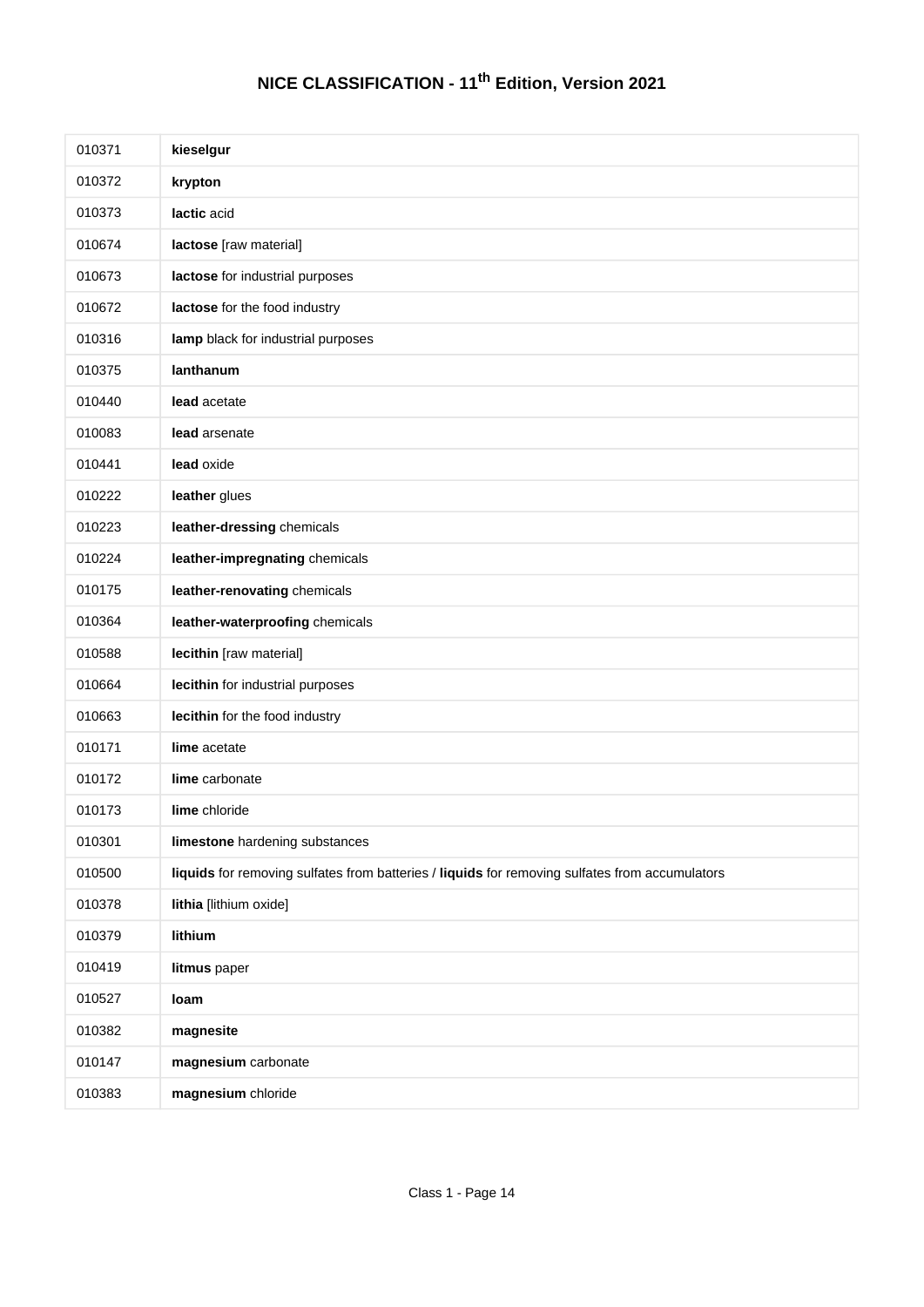# NICE CLASSIFICATION - 11th Edition, Version 2021

| | |
|---|---|
| 010371 | **kieselgur** |
| 010372 | **krypton** |
| 010373 | **lactic** acid |
| 010674 | **lactose** [raw material] |
| 010673 | **lactose** for industrial purposes |
| 010672 | **lactose** for the food industry |
| 010316 | **lamp** black for industrial purposes |
| 010375 | **lanthanum** |
| 010440 | **lead** acetate |
| 010083 | **lead** arsenate |
| 010441 | **lead** oxide |
| 010222 | **leather** glues |
| 010223 | **leather-dressing** chemicals |
| 010224 | **leather-impregnating** chemicals |
| 010175 | **leather-renovating** chemicals |
| 010364 | **leather-waterproofing** chemicals |
| 010588 | **lecithin** [raw material] |
| 010664 | **lecithin** for industrial purposes |
| 010663 | **lecithin** for the food industry |
| 010171 | **lime** acetate |
| 010172 | **lime** carbonate |
| 010173 | **lime** chloride |
| 010301 | **limestone** hardening substances |
| 010500 | **liquids** for removing sulfates from batteries / **liquids** for removing sulfates from accumulators |
| 010378 | **lithia** [lithium oxide] |
| 010379 | **lithium** |
| 010419 | **litmus** paper |
| 010527 | **loam** |
| 010382 | **magnesite** |
| 010147 | **magnesium** carbonate |
| 010383 | **magnesium** chloride |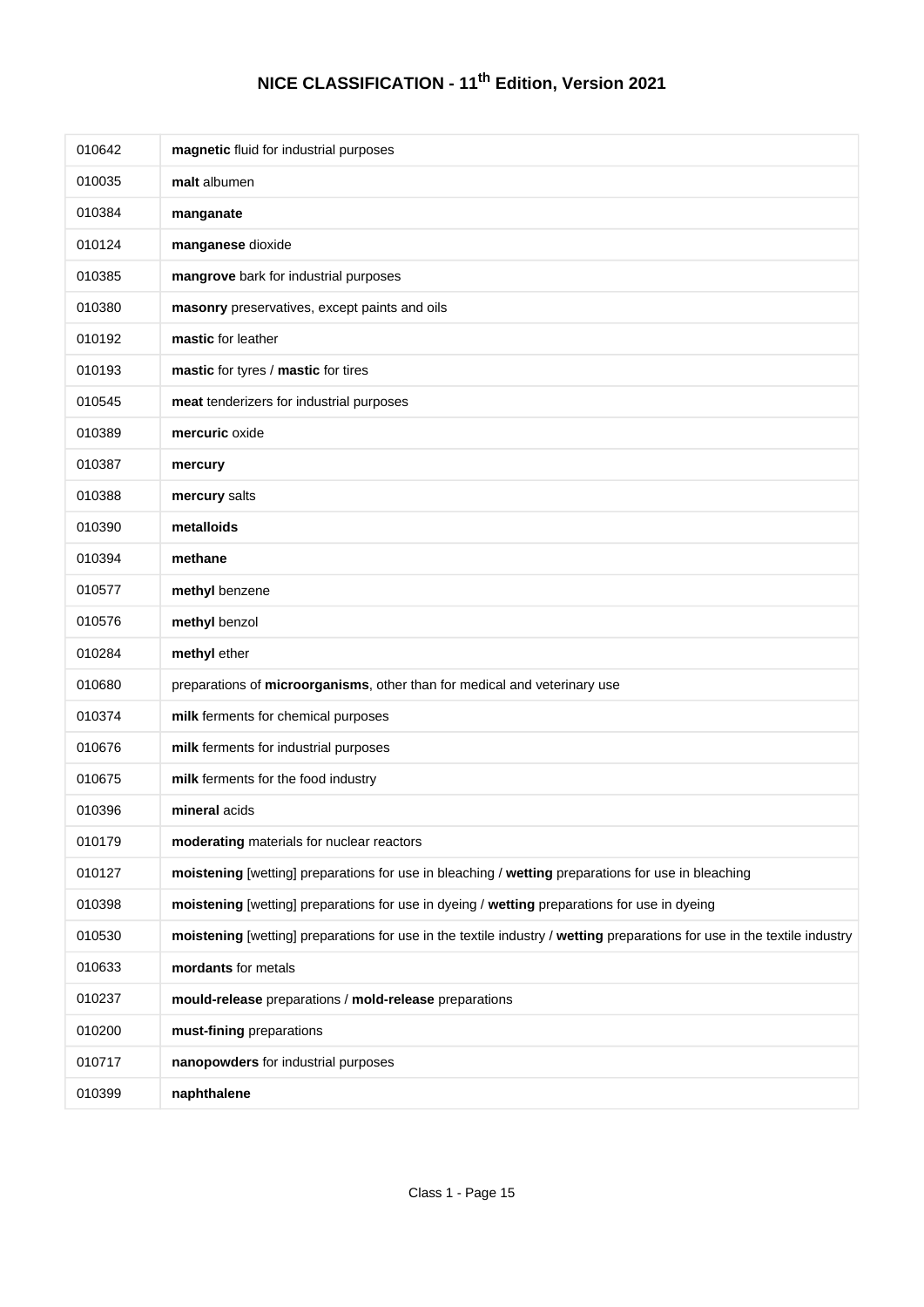# NICE CLASSIFICATION - 11th Edition, Version 2021

| | |
|---|---|
| 010642 | **magnetic** fluid for industrial purposes |
| 010035 | **malt** albumen |
| 010384 | **manganate** |
| 010124 | **manganese** dioxide |
| 010385 | **mangrove** bark for industrial purposes |
| 010380 | **masonry** preservatives, except paints and oils |
| 010192 | **mastic** for leather |
| 010193 | **mastic** for tyres / **mastic** for tires |
| 010545 | **meat** tenderizers for industrial purposes |
| 010389 | **mercuric** oxide |
| 010387 | **mercury** |
| 010388 | **mercury** salts |
| 010390 | **metalloids** |
| 010394 | **methane** |
| 010577 | **methyl** benzene |
| 010576 | **methyl** benzol |
| 010284 | **methyl** ether |
| 010680 | preparations of **microorganisms**, other than for medical and veterinary use |
| 010374 | **milk** ferments for chemical purposes |
| 010676 | **milk** ferments for industrial purposes |
| 010675 | **milk** ferments for the food industry |
| 010396 | **mineral** acids |
| 010179 | **moderating** materials for nuclear reactors |
| 010127 | **moistening** [wetting] preparations for use in bleaching / **wetting** preparations for use in bleaching |
| 010398 | **moistening** [wetting] preparations for use in dyeing / **wetting** preparations for use in dyeing |
| 010530 | **moistening** [wetting] preparations for use in the textile industry / **wetting** preparations for use in the textile industry |
| 010633 | **mordants** for metals |
| 010237 | **mould-release** preparations / **mold-release** preparations |
| 010200 | **must-fining** preparations |
| 010717 | **nanopowders** for industrial purposes |
| 010399 | **naphthalene** |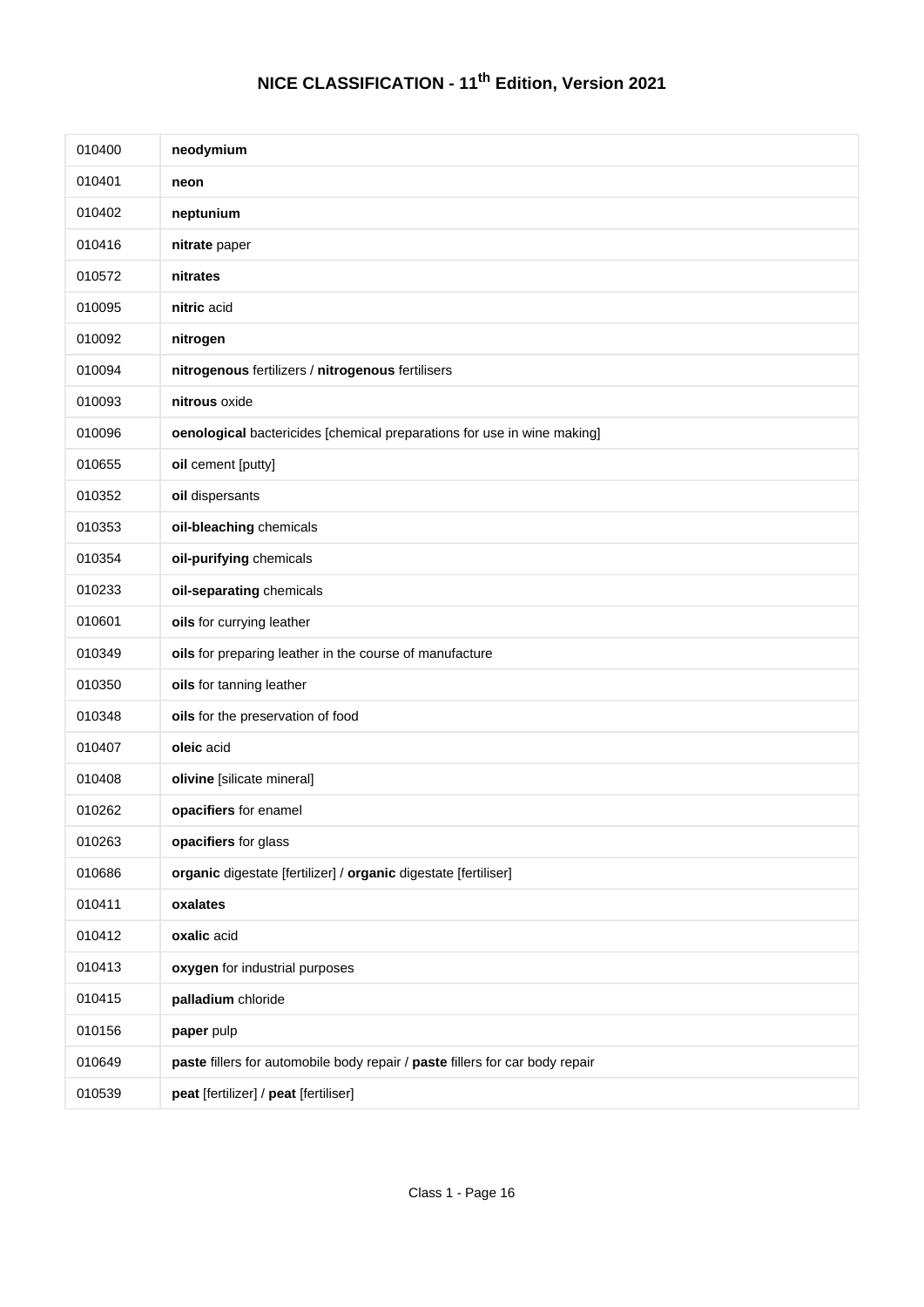# NICE CLASSIFICATION - 11th Edition, Version 2021

| | |
|---|---|
| 010400 | **neodymium** |
| 010401 | **neon** |
| 010402 | **neptunium** |
| 010416 | **nitrate** paper |
| 010572 | **nitrates** |
| 010095 | **nitric** acid |
| 010092 | **nitrogen** |
| 010094 | **nitrogenous** fertilizers / **nitrogenous** fertilisers |
| 010093 | **nitrous** oxide |
| 010096 | **oenological** bactericides [chemical preparations for use in wine making] |
| 010655 | **oil** cement [putty] |
| 010352 | **oil** dispersants |
| 010353 | **oil-bleaching** chemicals |
| 010354 | **oil-purifying** chemicals |
| 010233 | **oil-separating** chemicals |
| 010601 | **oils** for currying leather |
| 010349 | **oils** for preparing leather in the course of manufacture |
| 010350 | **oils** for tanning leather |
| 010348 | **oils** for the preservation of food |
| 010407 | **oleic** acid |
| 010408 | **olivine** [silicate mineral] |
| 010262 | **opacifiers** for enamel |
| 010263 | **opacifiers** for glass |
| 010686 | **organic** digestate [fertilizer] / **organic** digestate [fertiliser] |
| 010411 | **oxalates** |
| 010412 | **oxalic** acid |
| 010413 | **oxygen** for industrial purposes |
| 010415 | **palladium** chloride |
| 010156 | **paper** pulp |
| 010649 | **paste** fillers for automobile body repair / **paste** fillers for car body repair |
| 010539 | **peat** [fertilizer] / **peat** [fertiliser] |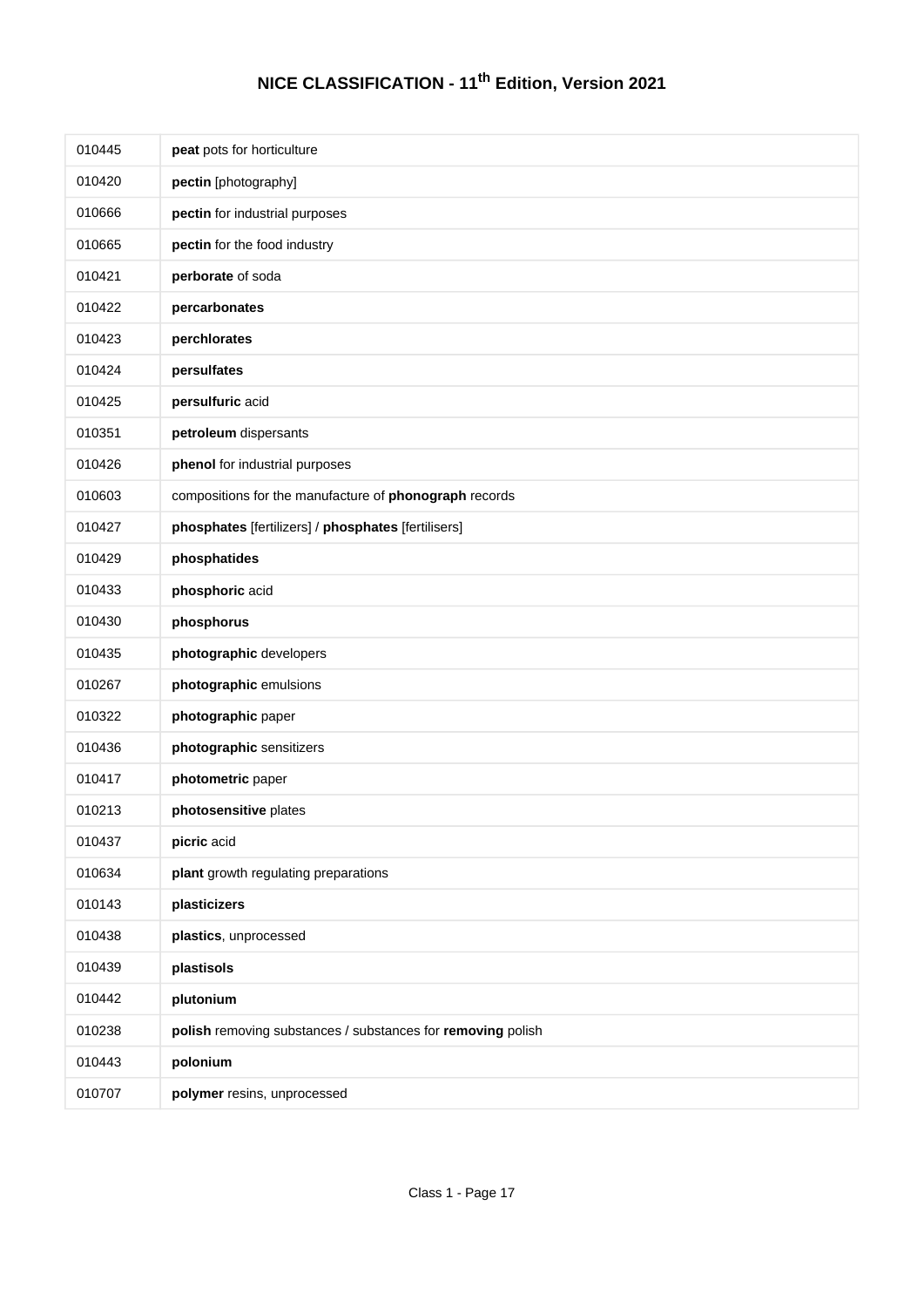# NICE CLASSIFICATION - 11th Edition, Version 2021

| | |
|---|---|
| 010445 | **peat** pots for horticulture |
| 010420 | **pectin** [photography] |
| 010666 | **pectin** for industrial purposes |
| 010665 | **pectin** for the food industry |
| 010421 | **perborate** of soda |
| 010422 | **percarbonates** |
| 010423 | **perchlorates** |
| 010424 | **persulfates** |
| 010425 | **persulfuric** acid |
| 010351 | **petroleum** dispersants |
| 010426 | **phenol** for industrial purposes |
| 010603 | compositions for the manufacture of **phonograph** records |
| 010427 | **phosphates** [fertilizers] / **phosphates** [fertilisers] |
| 010429 | **phosphatides** |
| 010433 | **phosphoric** acid |
| 010430 | **phosphorus** |
| 010435 | **photographic** developers |
| 010267 | **photographic** emulsions |
| 010322 | **photographic** paper |
| 010436 | **photographic** sensitizers |
| 010417 | **photometric** paper |
| 010213 | **photosensitive** plates |
| 010437 | **picric** acid |
| 010634 | **plant** growth regulating preparations |
| 010143 | **plasticizers** |
| 010438 | **plastics**, unprocessed |
| 010439 | **plastisols** |
| 010442 | **plutonium** |
| 010238 | **polish** removing substances / substances for **removing** polish |
| 010443 | **polonium** |
| 010707 | **polymer** resins, unprocessed |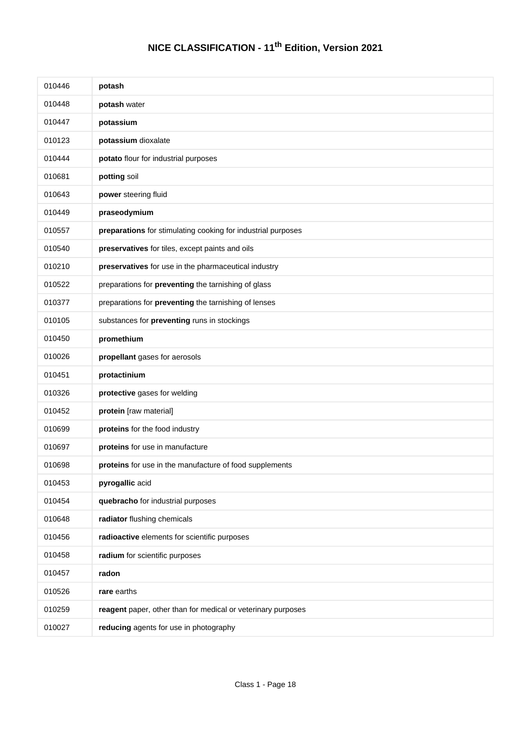# NICE CLASSIFICATION - 11th Edition, Version 2021

| | |
|---|---|
| 010446 | **potash** |
| 010448 | **potash** water |
| 010447 | **potassium** |
| 010123 | **potassium** dioxalate |
| 010444 | **potato** flour for industrial purposes |
| 010681 | **potting** soil |
| 010643 | **power** steering fluid |
| 010449 | **praseodymium** |
| 010557 | **preparations** for stimulating cooking for industrial purposes |
| 010540 | **preservatives** for tiles, except paints and oils |
| 010210 | **preservatives** for use in the pharmaceutical industry |
| 010522 | preparations for **preventing** the tarnishing of glass |
| 010377 | preparations for **preventing** the tarnishing of lenses |
| 010105 | substances for **preventing** runs in stockings |
| 010450 | **promethium** |
| 010026 | **propellant** gases for aerosols |
| 010451 | **protactinium** |
| 010326 | **protective** gases for welding |
| 010452 | **protein** [raw material] |
| 010699 | **proteins** for the food industry |
| 010697 | **proteins** for use in manufacture |
| 010698 | **proteins** for use in the manufacture of food supplements |
| 010453 | **pyrogallic** acid |
| 010454 | **quebracho** for industrial purposes |
| 010648 | **radiator** flushing chemicals |
| 010456 | **radioactive** elements for scientific purposes |
| 010458 | **radium** for scientific purposes |
| 010457 | **radon** |
| 010526 | **rare** earths |
| 010259 | **reagent** paper, other than for medical or veterinary purposes |
| 010027 | **reducing** agents for use in photography |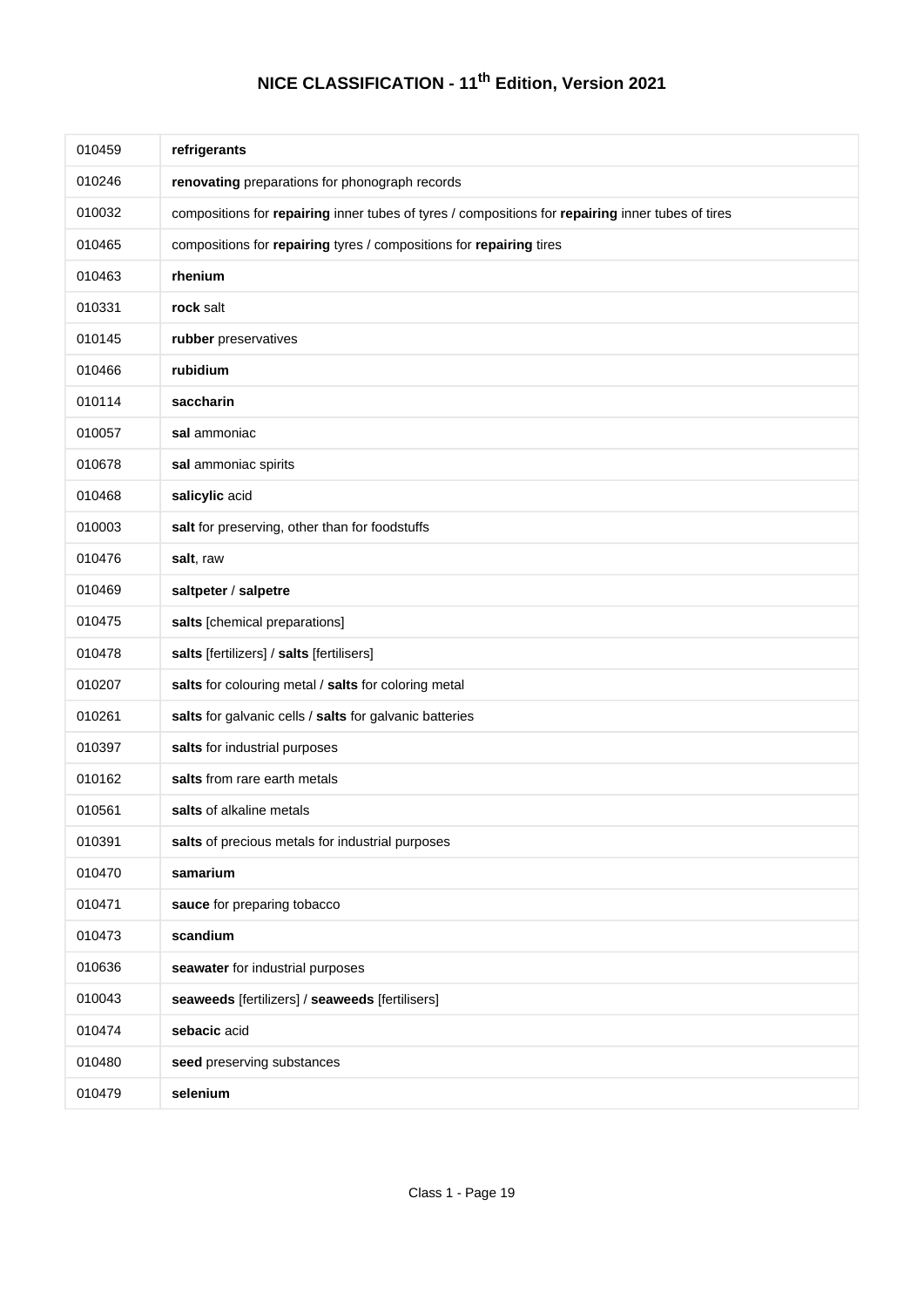# NICE CLASSIFICATION - 11th Edition, Version 2021

| | |
|---|---|
| 010459 | **refrigerants** |
| 010246 | **renovating** preparations for phonograph records |
| 010032 | compositions for **repairing** inner tubes of tyres / compositions for **repairing** inner tubes of tires |
| 010465 | compositions for **repairing** tyres / compositions for **repairing** tires |
| 010463 | **rhenium** |
| 010331 | **rock** salt |
| 010145 | **rubber** preservatives |
| 010466 | **rubidium** |
| 010114 | **saccharin** |
| 010057 | **sal** ammoniac |
| 010678 | **sal** ammoniac spirits |
| 010468 | **salicylic** acid |
| 010003 | **salt** for preserving, other than for foodstuffs |
| 010476 | **salt**, raw |
| 010469 | **saltpeter** / **salpetre** |
| 010475 | **salts** [chemical preparations] |
| 010478 | **salts** [fertilizers] / **salts** [fertilisers] |
| 010207 | **salts** for colouring metal / **salts** for coloring metal |
| 010261 | **salts** for galvanic cells / **salts** for galvanic batteries |
| 010397 | **salts** for industrial purposes |
| 010162 | **salts** from rare earth metals |
| 010561 | **salts** of alkaline metals |
| 010391 | **salts** of precious metals for industrial purposes |
| 010470 | **samarium** |
| 010471 | **sauce** for preparing tobacco |
| 010473 | **scandium** |
| 010636 | **seawater** for industrial purposes |
| 010043 | **seaweeds** [fertilizers] / **seaweeds** [fertilisers] |
| 010474 | **sebacic** acid |
| 010480 | **seed** preserving substances |
| 010479 | **selenium** |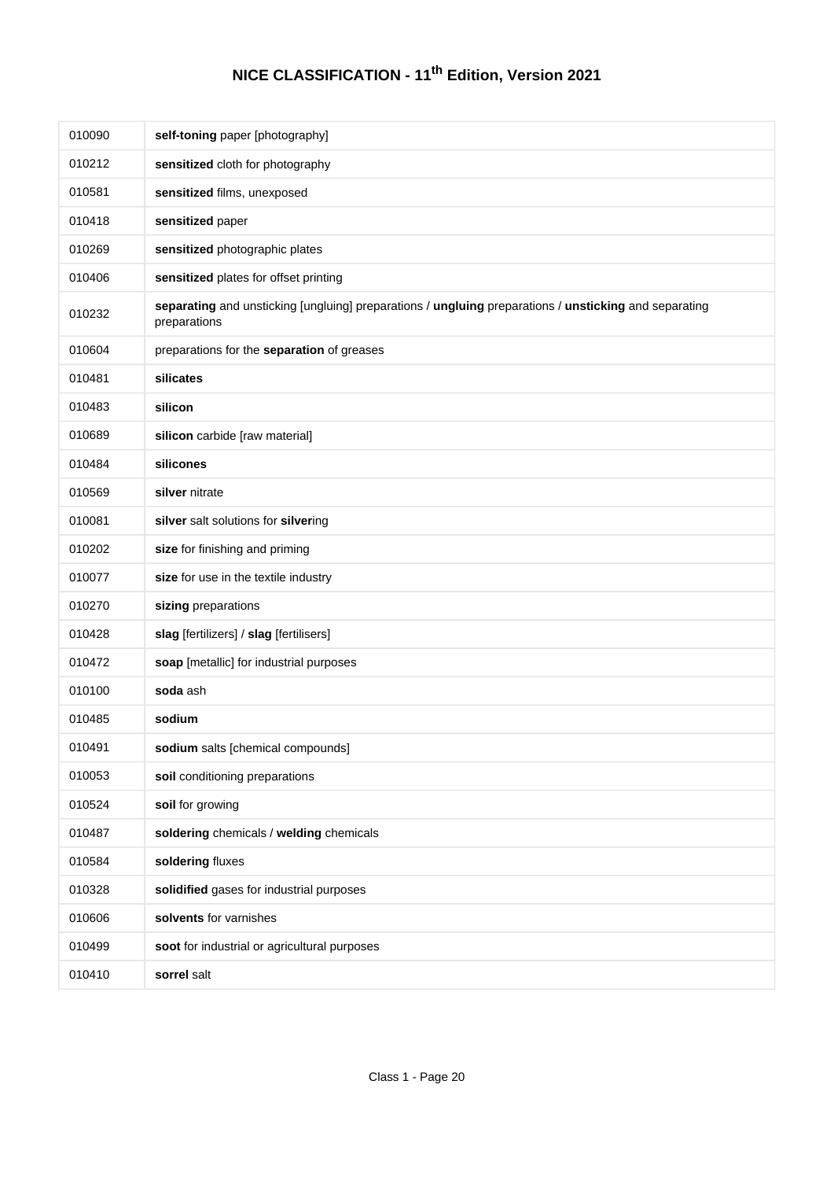# NICE CLASSIFICATION - 11th Edition, Version 2021

| | |
|---|---|
| 010090 | **self-toning** paper [photography] |
| 010212 | **sensitized** cloth for photography |
| 010581 | **sensitized** films, unexposed |
| 010418 | **sensitized** paper |
| 010269 | **sensitized** photographic plates |
| 010406 | **sensitized** plates for offset printing |
| 010232 | **separating** and unsticking [ungluing] preparations / **ungluing** preparations / **unsticking** and separating preparations |
| 010604 | preparations for the **separation** of greases |
| 010481 | **silicates** |
| 010483 | **silicon** |
| 010689 | **silicon** carbide [raw material] |
| 010484 | **silicones** |
| 010569 | **silver** nitrate |
| 010081 | **silver** salt solutions for **silver**ing |
| 010202 | **size** for finishing and priming |
| 010077 | **size** for use in the textile industry |
| 010270 | **sizing** preparations |
| 010428 | **slag** [fertilizers] / **slag** [fertilisers] |
| 010472 | **soap** [metallic] for industrial purposes |
| 010100 | **soda** ash |
| 010485 | **sodium** |
| 010491 | **sodium** salts [chemical compounds] |
| 010053 | **soil** conditioning preparations |
| 010524 | **soil** for growing |
| 010487 | **soldering** chemicals / **welding** chemicals |
| 010584 | **soldering** fluxes |
| 010328 | **solidified** gases for industrial purposes |
| 010606 | **solvents** for varnishes |
| 010499 | **soot** for industrial or agricultural purposes |
| 010410 | **sorrel** salt |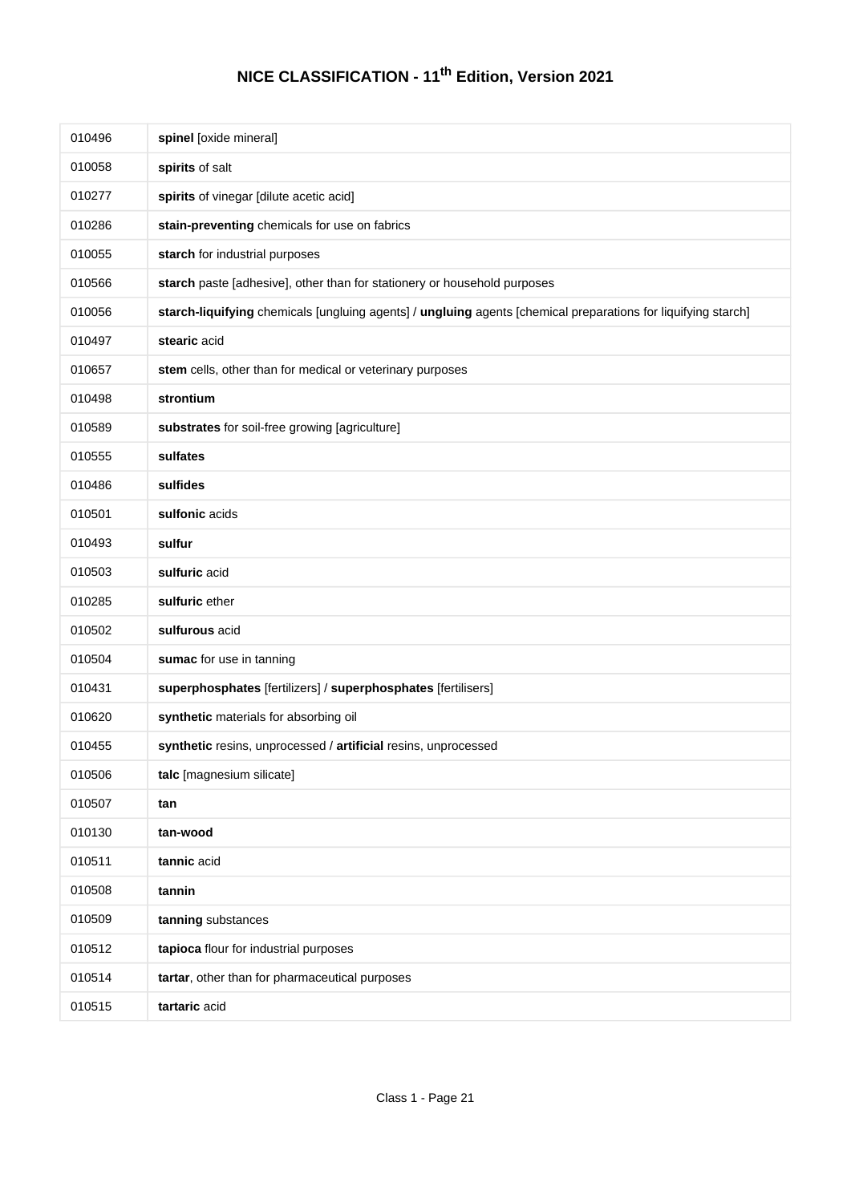# NICE CLASSIFICATION - 11th Edition, Version 2021

| | |
|---|---|
| 010496 | **spinel** [oxide mineral] |
| 010058 | **spirits** of salt |
| 010277 | **spirits** of vinegar [dilute acetic acid] |
| 010286 | **stain-preventing** chemicals for use on fabrics |
| 010055 | **starch** for industrial purposes |
| 010566 | **starch** paste [adhesive], other than for stationery or household purposes |
| 010056 | **starch-liquifying** chemicals [ungluing agents] / **ungluing** agents [chemical preparations for liquifying starch] |
| 010497 | **stearic** acid |
| 010657 | **stem** cells, other than for medical or veterinary purposes |
| 010498 | **strontium** |
| 010589 | **substrates** for soil-free growing [agriculture] |
| 010555 | **sulfates** |
| 010486 | **sulfides** |
| 010501 | **sulfonic** acids |
| 010493 | **sulfur** |
| 010503 | **sulfuric** acid |
| 010285 | **sulfuric** ether |
| 010502 | **sulfurous** acid |
| 010504 | **sumac** for use in tanning |
| 010431 | **superphosphates** [fertilizers] / **superphosphates** [fertilisers] |
| 010620 | **synthetic** materials for absorbing oil |
| 010455 | **synthetic** resins, unprocessed / **artificial** resins, unprocessed |
| 010506 | **talc** [magnesium silicate] |
| 010507 | **tan** |
| 010130 | **tan-wood** |
| 010511 | **tannic** acid |
| 010508 | **tannin** |
| 010509 | **tanning** substances |
| 010512 | **tapioca** flour for industrial purposes |
| 010514 | **tartar**, other than for pharmaceutical purposes |
| 010515 | **tartaric** acid |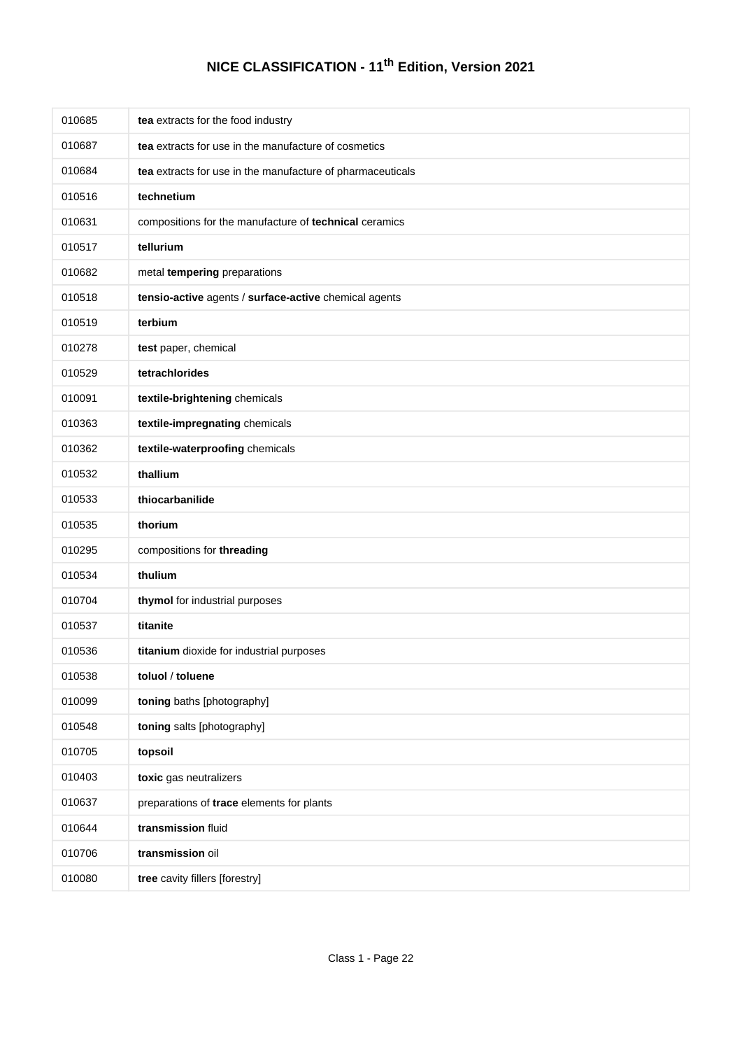# NICE CLASSIFICATION - 11th Edition, Version 2021

| | |
|---|---|
| 010685 | **tea** extracts for the food industry |
| 010687 | **tea** extracts for use in the manufacture of cosmetics |
| 010684 | **tea** extracts for use in the manufacture of pharmaceuticals |
| 010516 | **technetium** |
| 010631 | compositions for the manufacture of **technical** ceramics |
| 010517 | **tellurium** |
| 010682 | metal **tempering** preparations |
| 010518 | **tensio-active** agents / **surface-active** chemical agents |
| 010519 | **terbium** |
| 010278 | **test** paper, chemical |
| 010529 | **tetrachlorides** |
| 010091 | **textile-brightening** chemicals |
| 010363 | **textile-impregnating** chemicals |
| 010362 | **textile-waterproofing** chemicals |
| 010532 | **thallium** |
| 010533 | **thiocarbanilide** |
| 010535 | **thorium** |
| 010295 | compositions for **threading** |
| 010534 | **thulium** |
| 010704 | **thymol** for industrial purposes |
| 010537 | **titanite** |
| 010536 | **titanium** dioxide for industrial purposes |
| 010538 | **toluol** / **toluene** |
| 010099 | **toning** baths [photography] |
| 010548 | **toning** salts [photography] |
| 010705 | **topsoil** |
| 010403 | **toxic** gas neutralizers |
| 010637 | preparations of **trace** elements for plants |
| 010644 | **transmission** fluid |
| 010706 | **transmission** oil |
| 010080 | **tree** cavity fillers [forestry] |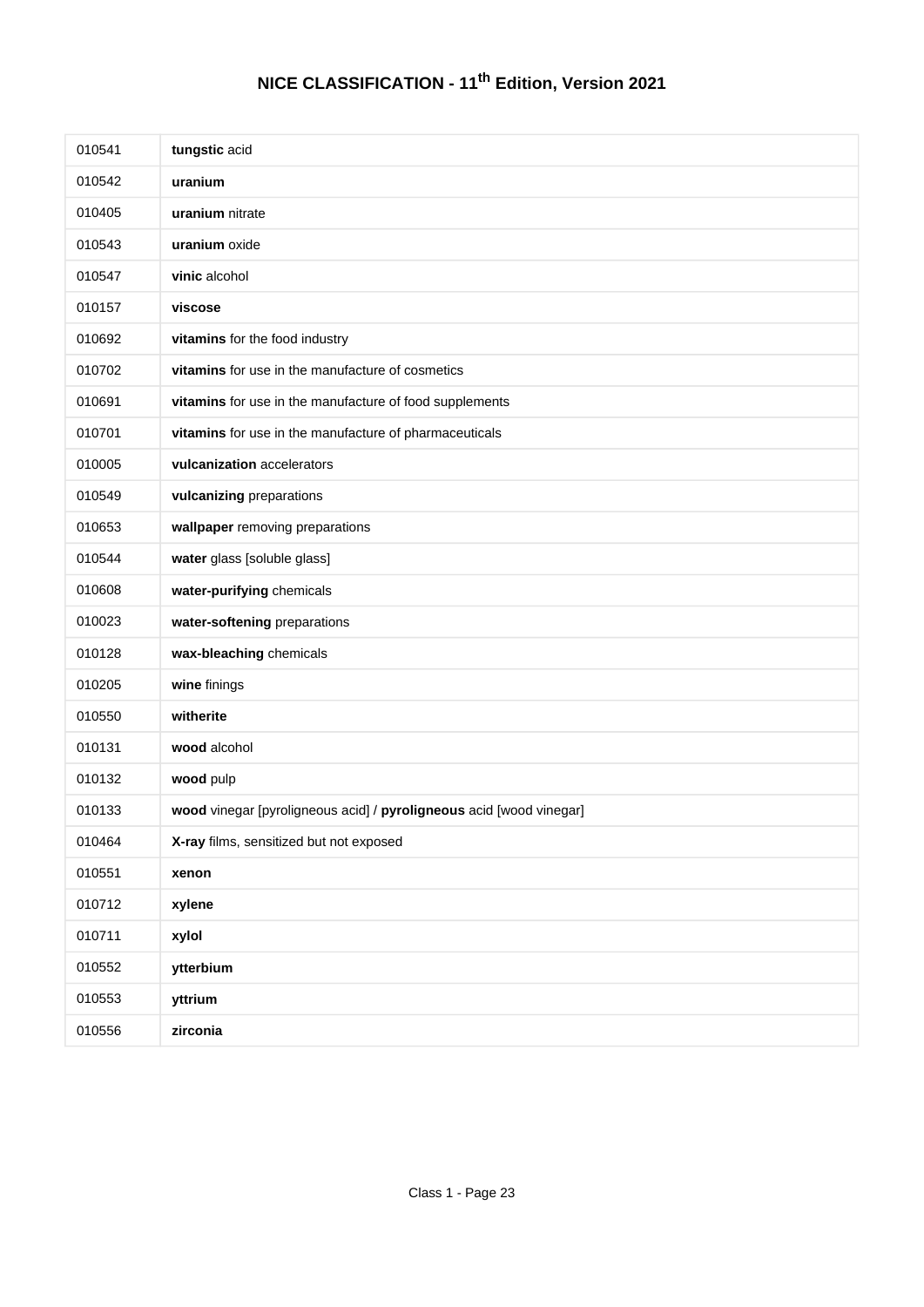# NICE CLASSIFICATION - 11th Edition, Version 2021

| | |
|---|---|
| 010541 | **tungstic** acid |
| 010542 | **uranium** |
| 010405 | **uranium** nitrate |
| 010543 | **uranium** oxide |
| 010547 | **vinic** alcohol |
| 010157 | **viscose** |
| 010692 | **vitamins** for the food industry |
| 010702 | **vitamins** for use in the manufacture of cosmetics |
| 010691 | **vitamins** for use in the manufacture of food supplements |
| 010701 | **vitamins** for use in the manufacture of pharmaceuticals |
| 010005 | **vulcanization** accelerators |
| 010549 | **vulcanizing** preparations |
| 010653 | **wallpaper** removing preparations |
| 010544 | **water** glass [soluble glass] |
| 010608 | **water-purifying** chemicals |
| 010023 | **water-softening** preparations |
| 010128 | **wax-bleaching** chemicals |
| 010205 | **wine** finings |
| 010550 | **witherite** |
| 010131 | **wood** alcohol |
| 010132 | **wood** pulp |
| 010133 | **wood** vinegar [pyroligneous acid] / **pyroligneous** acid [wood vinegar] |
| 010464 | **X-ray** films, sensitized but not exposed |
| 010551 | **xenon** |
| 010712 | **xylene** |
| 010711 | **xylol** |
| 010552 | **ytterbium** |
| 010553 | **yttrium** |
| 010556 | **zirconia** |